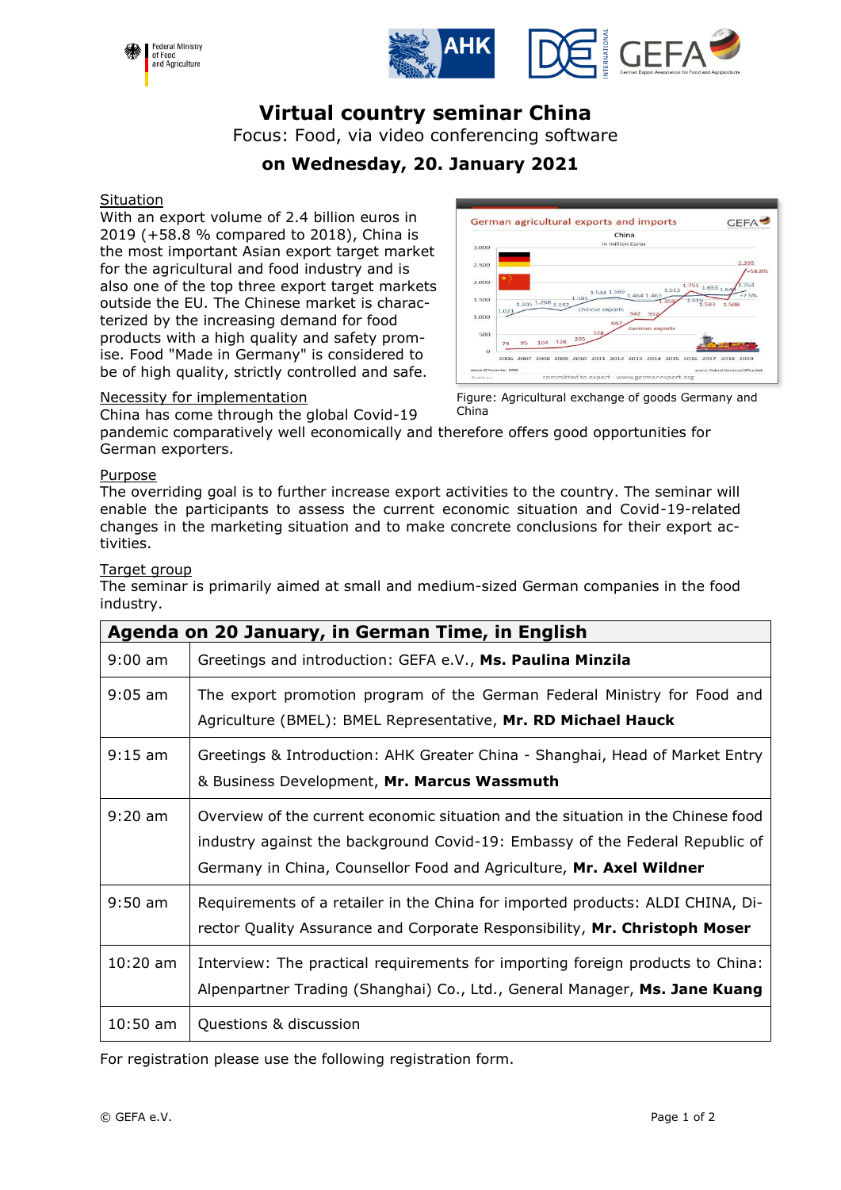# Virtual country seminar China

Focus: Food, via video conferencing software

**on Wednesday, 20. January 2021**

## Situation

With an export volume of 2.4 billion euros in 2019 (+58.8 % compared to 2018), China is the most important Asian export target market for the agricultural and food industry and is also one of the top three export target markets outside the EU. The Chinese market is characterized by the increasing demand for food products with a high quality and safety promise. Food "Made in Germany" is considered to be of high quality, strictly controlled and safe.

Figure: Agricultural exchange of goods Germany and China

## Necessity for implementation

China has come through the global Covid-19 pandemic comparatively well economically and therefore offers good opportunities for German exporters.

## Purpose

The overriding goal is to further increase export activities to the country. The seminar will enable the participants to assess the current economic situation and Covid-19-related changes in the marketing situation and to make concrete conclusions for their export activities.

## Target group

The seminar is primarily aimed at small and medium-sized German companies in the food industry.

| **Agenda on 20 January, in German Time, in English** | |
|---|---|
| 9:00 am | Greetings and introduction: GEFA e.V., **Ms. Paulina Minzila** |
| 9:05 am | The export promotion program of the German Federal Ministry for Food and Agriculture (BMEL): BMEL Representative, **Mr. RD Michael Hauck** |
| 9:15 am | Greetings & Introduction: AHK Greater China - Shanghai, Head of Market Entry & Business Development, **Mr. Marcus Wassmuth** |
| 9:20 am | Overview of the current economic situation and the situation in the Chinese food industry against the background Covid-19: Embassy of the Federal Republic of Germany in China, Counsellor Food and Agriculture, **Mr. Axel Wildner** |
| 9:50 am | Requirements of a retailer in the China for imported products: ALDI CHINA, Director Quality Assurance and Corporate Responsibility, **Mr. Christoph Moser** |
| 10:20 am | Interview: The practical requirements for importing foreign products to China: Alpenpartner Trading (Shanghai) Co., Ltd., General Manager, **Ms. Jane Kuang** |
| 10:50 am | Questions & discussion |

For registration please use the following registration form.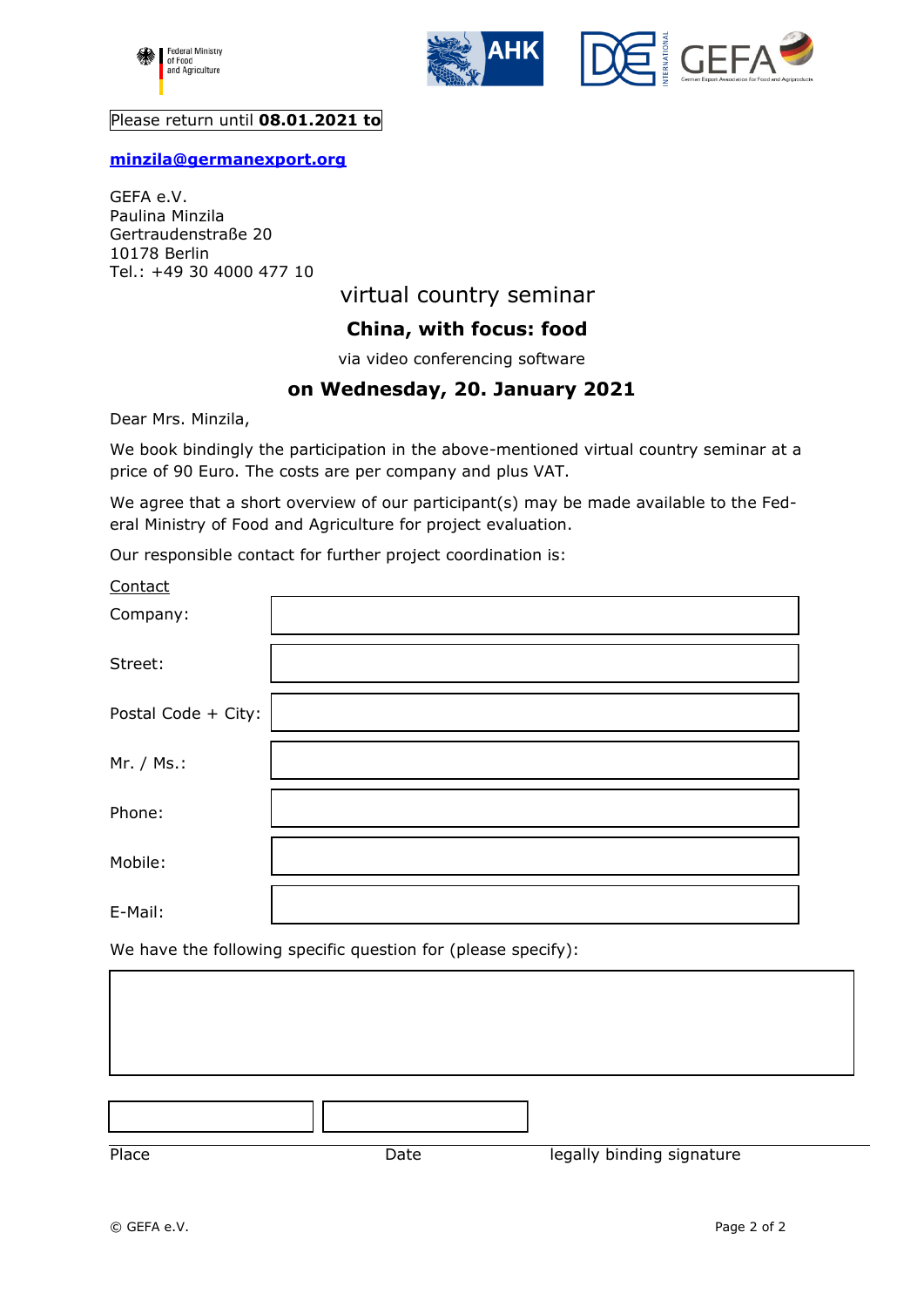Please return until **08.01.2021 to**

**minzila@germanexport.org**

GEFA e.V.
Paulina Minzila
Gertraudenstraße 20
10178 Berlin
Tel.: +49 30 4000 477 10

virtual country seminar

**China, with focus: food**

via video conferencing software

**on Wednesday, 20. January 2021**

Dear Mrs. Minzila,

We book bindingly the participation in the above-mentioned virtual country seminar at a price of 90 Euro. The costs are per company and plus VAT.

We agree that a short overview of our participant(s) may be made available to the Federal Ministry of Food and Agriculture for project evaluation.

Our responsible contact for further project coordination is:

Contact

| | |
|---|---|
| Company: | |
| Street: | |
| Postal Code + City: | |
| Mr. / Ms.: | |
| Phone: | |
| Mobile: | |
| E-Mail: | |

We have the following specific question for (please specify):

Place | Date | legally binding signature

© GEFA e.V.